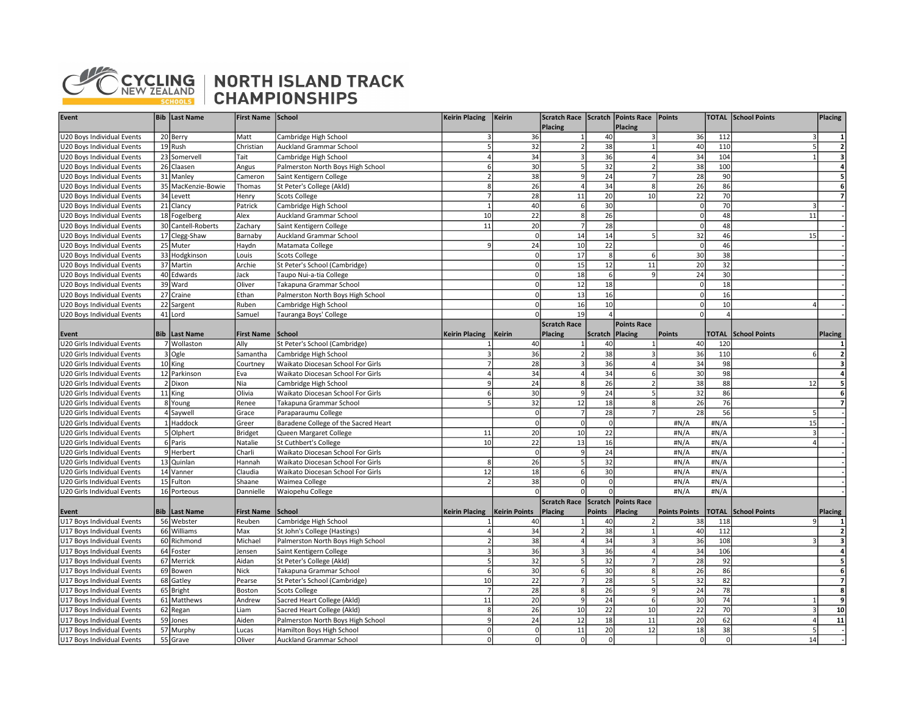CYCLING NEW ZEALAND SCHOOLS

# NORTH ISLAND TRACK CHAMPIONSHIPS

| Event | Bib | Last Name | First Name | School | Keirin Placing | Keirin | Scratch Race Placing | Scratch | Points Race Placing | Points | TOTAL | School Points | Placing |
|---|---|---|---|---|---|---|---|---|---|---|---|---|---|
| U20 Boys Individual Events | 20 | Berry | Matt | Cambridge High School | 3 | 36 | 1 | 40 | 3 | 36 | 112 | 3 | 1 |
| U20 Boys Individual Events | 19 | Rush | Christian | Auckland Grammar School | 5 | 32 | 2 | 38 | 1 | 40 | 110 | 5 | 2 |
| U20 Boys Individual Events | 23 | Somervell | Tait | Cambridge High School | 4 | 34 | 3 | 36 | 4 | 34 | 104 | 1 | 3 |
| U20 Boys Individual Events | 26 | Claasen | Angus | Palmerston North Boys High School | 6 | 30 | 5 | 32 | 2 | 38 | 100 | | 4 |
| U20 Boys Individual Events | 31 | Manley | Cameron | Saint Kentigern College | 2 | 38 | 9 | 24 | 7 | 28 | 90 | | 5 |
| U20 Boys Individual Events | 35 | MacKenzie-Bowie | Thomas | St Peter's College (Akld) | 8 | 26 | 4 | 34 | 8 | 26 | 86 | | 6 |
| U20 Boys Individual Events | 34 | Levett | Henry | Scots College | 7 | 28 | 11 | 20 | 10 | 22 | 70 | | 7 |
| U20 Boys Individual Events | 21 | Clancy | Patrick | Cambridge High School | 1 | 40 | 6 | 30 | | 0 | 70 | 3 | - |
| U20 Boys Individual Events | 18 | Fogelberg | Alex | Auckland Grammar School | 10 | 22 | 8 | 26 | | 0 | 48 | 11 | - |
| U20 Boys Individual Events | 30 | Cantell-Roberts | Zachary | Saint Kentigern College | 11 | 20 | 7 | 28 | | 0 | 48 | | - |
| U20 Boys Individual Events | 17 | Clegg-Shaw | Barnaby | Auckland Grammar School | | 0 | 14 | 14 | 5 | 32 | 46 | 15 | - |
| U20 Boys Individual Events | 25 | Muter | Haydn | Matamata College | 9 | 24 | 10 | 22 | | 0 | 46 | | - |
| U20 Boys Individual Events | 33 | Hodgkinson | Louis | Scots College | | 0 | 17 | 8 | 6 | 30 | 38 | | - |
| U20 Boys Individual Events | 37 | Martin | Archie | St Peter's School (Cambridge) | | 0 | 15 | 12 | 11 | 20 | 32 | | - |
| U20 Boys Individual Events | 40 | Edwards | Jack | Taupo Nui-a-tia College | | 0 | 18 | 6 | 9 | 24 | 30 | | - |
| U20 Boys Individual Events | 39 | Ward | Oliver | Takapuna Grammar School | | 0 | 12 | 18 | | 0 | 18 | | - |
| U20 Boys Individual Events | 27 | Craine | Ethan | Palmerston North Boys High School | | 0 | 13 | 16 | | 0 | 16 | | - |
| U20 Boys Individual Events | 22 | Sargent | Ruben | Cambridge High School | | 0 | 16 | 10 | | 0 | 10 | 4 | - |
| U20 Boys Individual Events | 41 | Lord | Samuel | Tauranga Boys' College | | 0 | 19 | 4 | | 0 | 4 | | - |

| Event | Bib | Last Name | First Name | School | Keirin Placing | Keirin | Scratch Race Placing | Scratch | Points Race Placing | Points | TOTAL | School Points | Placing |
|---|---|---|---|---|---|---|---|---|---|---|---|---|---|
| U20 Girls Individual Events | 7 | Wollaston | Ally | St Peter's School (Cambridge) | 1 | 40 | 1 | 40 | 1 | 40 | 120 | | 1 |
| U20 Girls Individual Events | 3 | Ogle | Samantha | Cambridge High School | 3 | 36 | 2 | 38 | 3 | 36 | 110 | 6 | 2 |
| U20 Girls Individual Events | 10 | King | Courtney | Waikato Diocesan School For Girls | 7 | 28 | 3 | 36 | 4 | 34 | 98 | | 3 |
| U20 Girls Individual Events | 12 | Parkinson | Eva | Waikato Diocesan School For Girls | 4 | 34 | 4 | 34 | 6 | 30 | 98 | | 4 |
| U20 Girls Individual Events | 2 | Dixon | Nia | Cambridge High School | 9 | 24 | 8 | 26 | 2 | 38 | 88 | 12 | 5 |
| U20 Girls Individual Events | 11 | King | Olivia | Waikato Diocesan School For Girls | 6 | 30 | 9 | 24 | 5 | 32 | 86 | | 6 |
| U20 Girls Individual Events | 8 | Young | Renee | Takapuna Grammar School | 5 | 32 | 12 | 18 | 8 | 26 | 76 | | 7 |
| U20 Girls Individual Events | 4 | Saywell | Grace | Paraparaumu College | | 0 | 7 | 28 | 7 | 28 | 56 | 5 | - |
| U20 Girls Individual Events | 1 | Haddock | Greer | Baradene College of the Sacred Heart | | 0 | 0 | 0 | | #N/A | #N/A | 15 | - |
| U20 Girls Individual Events | 5 | Olphert | Bridget | Queen Margaret College | 11 | 20 | 10 | 22 | | #N/A | #N/A | 3 | - |
| U20 Girls Individual Events | 6 | Paris | Natalie | St Cuthbert's College | 10 | 22 | 13 | 16 | | #N/A | #N/A | 4 | - |
| U20 Girls Individual Events | 9 | Herbert | Charli | Waikato Diocesan School For Girls | | 0 | 9 | 24 | | #N/A | #N/A | | - |
| U20 Girls Individual Events | 13 | Quinlan | Hannah | Waikato Diocesan School For Girls | 8 | 26 | 5 | 32 | | #N/A | #N/A | | - |
| U20 Girls Individual Events | 14 | Vanner | Claudia | Waikato Diocesan School For Girls | 12 | 18 | 6 | 30 | | #N/A | #N/A | | - |
| U20 Girls Individual Events | 15 | Fulton | Shaane | Waimea College | 2 | 38 | 0 | 0 | | #N/A | #N/A | | - |
| U20 Girls Individual Events | 16 | Porteous | Dannielle | Waiopehu College | | 0 | 0 | 0 | | #N/A | #N/A | | - |

| Event | Bib | Last Name | First Name | School | Keirin Placing | Keirin Points | Scratch Race Placing | Scratch Points | Points Race Placing | Points Points | TOTAL | School Points | Placing |
|---|---|---|---|---|---|---|---|---|---|---|---|---|---|
| U17 Boys Individual Events | 56 | Webster | Reuben | Cambridge High School | 1 | 40 | 1 | 40 | 2 | 38 | 118 | 9 | 1 |
| U17 Boys Individual Events | 66 | Williams | Max | St John's College (Hastings) | 4 | 34 | 2 | 38 | 1 | 40 | 112 | | 2 |
| U17 Boys Individual Events | 60 | Richmond | Michael | Palmerston North Boys High School | 2 | 38 | 4 | 34 | 3 | 36 | 108 | 3 | 3 |
| U17 Boys Individual Events | 64 | Foster | Jensen | Saint Kentigern College | 3 | 36 | 3 | 36 | 4 | 34 | 106 | | 4 |
| U17 Boys Individual Events | 67 | Merrick | Aidan | St Peter's College (Akld) | 5 | 32 | 5 | 32 | 7 | 28 | 92 | | 5 |
| U17 Boys Individual Events | 69 | Bowen | Nick | Takapuna Grammar School | 6 | 30 | 6 | 30 | 8 | 26 | 86 | | 6 |
| U17 Boys Individual Events | 68 | Gatley | Pearse | St Peter's School (Cambridge) | 10 | 22 | 7 | 28 | 5 | 32 | 82 | | 7 |
| U17 Boys Individual Events | 65 | Bright | Boston | Scots College | 7 | 28 | 8 | 26 | 9 | 24 | 78 | | 8 |
| U17 Boys Individual Events | 61 | Matthews | Andrew | Sacred Heart College (Akld) | 11 | 20 | 9 | 24 | 6 | 30 | 74 | 1 | 9 |
| U17 Boys Individual Events | 62 | Regan | Liam | Sacred Heart College (Akld) | 8 | 26 | 10 | 22 | 10 | 22 | 70 | 3 | 10 |
| U17 Boys Individual Events | 59 | Jones | Aiden | Palmerston North Boys High School | 9 | 24 | 12 | 18 | 11 | 20 | 62 | 4 | 11 |
| U17 Boys Individual Events | 57 | Murphy | Lucas | Hamilton Boys High School | 0 | 0 | 11 | 20 | 12 | 18 | 38 | 5 | - |
| U17 Boys Individual Events | 55 | Grave | Oliver | Auckland Grammar School | 0 | 0 | 0 | 0 | | 0 | 0 | 14 | - |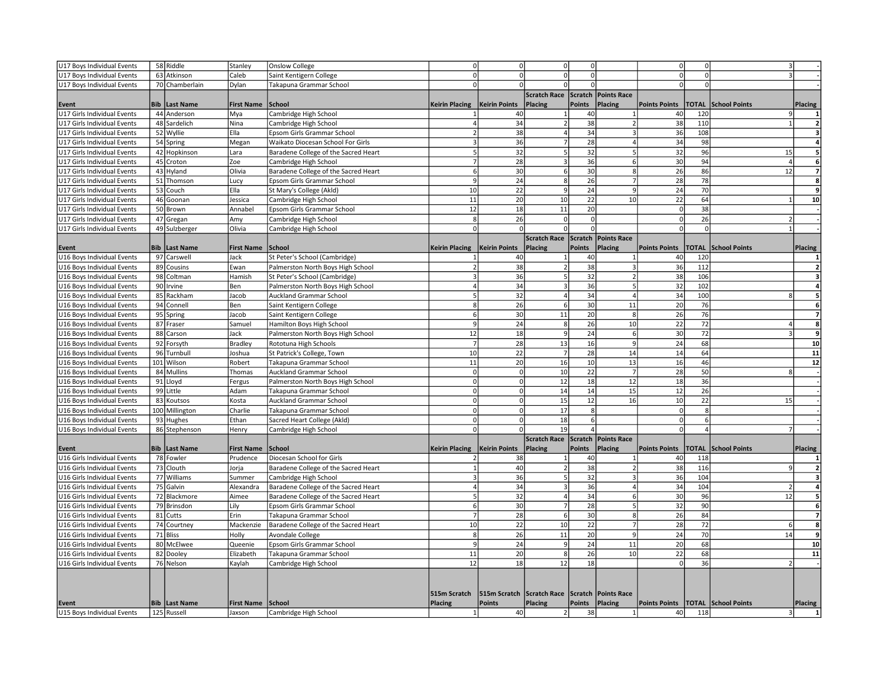| U17 Boys Individual Events | 58 | Riddle | Stanley | Onslow College | 0 | 0 | 0 | 0 | | 0 | 0 | 3 | - |
|---|---|---|---|---|---|---|---|---|---|---|---|---|---|
| U17 Boys Individual Events | 63 | Atkinson | Caleb | Saint Kentigern College | 0 | 0 | 0 | 0 | | 0 | 0 | 3 | - |
| U17 Boys Individual Events | 70 | Chamberlain | Dylan | Takapuna Grammar School | 0 | 0 | 0 | 0 | | 0 | 0 | | - |
| | | | | | | | Scratch Race | Scratch | Points Race | | | | |
| **Event** | **Bib** | **Last Name** | **First Name** | **School** | **Keirin Placing** | **Keirin Points** | **Placing** | **Points** | **Placing** | **Points Points** | **TOTAL** | **School Points** | **Placing** |
| U17 Girls Individual Events | 44 | Anderson | Mya | Cambridge High School | 1 | 40 | 1 | 40 | 1 | 40 | 120 | 9 | 1 |
| U17 Girls Individual Events | 48 | Sardelich | Nina | Cambridge High School | 4 | 34 | 2 | 38 | 2 | 38 | 110 | 1 | 2 |
| U17 Girls Individual Events | 52 | Wyllie | Ella | Epsom Girls Grammar School | 2 | 38 | 4 | 34 | 3 | 36 | 108 | | 3 |
| U17 Girls Individual Events | 54 | Spring | Megan | Waikato Diocesan School For Girls | 3 | 36 | 7 | 28 | 4 | 34 | 98 | | 4 |
| U17 Girls Individual Events | 42 | Hopkinson | Lara | Baradene College of the Sacred Heart | 5 | 32 | 5 | 32 | 5 | 32 | 96 | 15 | 5 |
| U17 Girls Individual Events | 45 | Croton | Zoe | Cambridge High School | 7 | 28 | 3 | 36 | 6 | 30 | 94 | 4 | 6 |
| U17 Girls Individual Events | 43 | Hyland | Olivia | Baradene College of the Sacred Heart | 6 | 30 | 6 | 30 | 8 | 26 | 86 | 12 | 7 |
| U17 Girls Individual Events | 51 | Thomson | Lucy | Epsom Girls Grammar School | 9 | 24 | 8 | 26 | 7 | 28 | 78 | | 8 |
| U17 Girls Individual Events | 53 | Couch | Ella | St Mary's College (Akld) | 10 | 22 | 9 | 24 | 9 | 24 | 70 | | 9 |
| U17 Girls Individual Events | 46 | Goonan | Jessica | Cambridge High School | 11 | 20 | 10 | 22 | 10 | 22 | 64 | 1 | 10 |
| U17 Girls Individual Events | 50 | Brown | Annabel | Epsom Girls Grammar School | 12 | 18 | 11 | 20 | | 0 | 38 | | - |
| U17 Girls Individual Events | 47 | Gregan | Amy | Cambridge High School | 8 | 26 | 0 | 0 | | 0 | 26 | 2 | - |
| U17 Girls Individual Events | 49 | Sulzberger | Olivia | Cambridge High School | 0 | 0 | 0 | 0 | | 0 | 0 | 1 | - |
| | | | | | | | Scratch Race | Scratch | Points Race | | | | |
| **Event** | **Bib** | **Last Name** | **First Name** | **School** | **Keirin Placing** | **Keirin Points** | **Placing** | **Points** | **Placing** | **Points Points** | **TOTAL** | **School Points** | **Placing** |
| U16 Boys Individual Events | 97 | Carswell | Jack | St Peter's School (Cambridge) | 1 | 40 | 1 | 40 | 1 | 40 | 120 | | 1 |
| U16 Boys Individual Events | 89 | Cousins | Ewan | Palmerston North Boys High School | 2 | 38 | 2 | 38 | 3 | 36 | 112 | | 2 |
| U16 Boys Individual Events | 98 | Coltman | Hamish | St Peter's School (Cambridge) | 3 | 36 | 5 | 32 | 2 | 38 | 106 | | 3 |
| U16 Boys Individual Events | 90 | Irvine | Ben | Palmerston North Boys High School | 4 | 34 | 3 | 36 | 5 | 32 | 102 | | 4 |
| U16 Boys Individual Events | 85 | Rackham | Jacob | Auckland Grammar School | 5 | 32 | 4 | 34 | 4 | 34 | 100 | 8 | 5 |
| U16 Boys Individual Events | 94 | Connell | Ben | Saint Kentigern College | 8 | 26 | 6 | 30 | 11 | 20 | 76 | | 6 |
| U16 Boys Individual Events | 95 | Spring | Jacob | Saint Kentigern College | 6 | 30 | 11 | 20 | 8 | 26 | 76 | | 7 |
| U16 Boys Individual Events | 87 | Fraser | Samuel | Hamilton Boys High School | 9 | 24 | 8 | 26 | 10 | 22 | 72 | 4 | 8 |
| U16 Boys Individual Events | 88 | Carson | Jack | Palmerston North Boys High School | 12 | 18 | 9 | 24 | 6 | 30 | 72 | 3 | 9 |
| U16 Boys Individual Events | 92 | Forsyth | Bradley | Rototuna High Schools | 7 | 28 | 13 | 16 | 9 | 24 | 68 | | 10 |
| U16 Boys Individual Events | 96 | Turnbull | Joshua | St Patrick's College, Town | 10 | 22 | 7 | 28 | 14 | 14 | 64 | | 11 |
| U16 Boys Individual Events | 101 | Wilson | Robert | Takapuna Grammar School | 11 | 20 | 16 | 10 | 13 | 16 | 46 | | 12 |
| U16 Boys Individual Events | 84 | Mullins | Thomas | Auckland Grammar School | 0 | 0 | 10 | 22 | 7 | 28 | 50 | 8 | - |
| U16 Boys Individual Events | 91 | Lloyd | Fergus | Palmerston North Boys High School | 0 | 0 | 12 | 18 | 12 | 18 | 36 | | - |
| U16 Boys Individual Events | 99 | Little | Adam | Takapuna Grammar School | 0 | 0 | 14 | 14 | 15 | 12 | 26 | | - |
| U16 Boys Individual Events | 83 | Koutsos | Kosta | Auckland Grammar School | 0 | 0 | 15 | 12 | 16 | 10 | 22 | 15 | - |
| U16 Boys Individual Events | 100 | Millington | Charlie | Takapuna Grammar School | 0 | 0 | 17 | 8 | | 0 | 8 | | - |
| U16 Boys Individual Events | 93 | Hughes | Ethan | Sacred Heart College (Akld) | 0 | 0 | 18 | 6 | | 0 | 6 | | - |
| U16 Boys Individual Events | 86 | Stephenson | Henry | Cambridge High School | 0 | 0 | 19 | 4 | | 0 | 4 | 7 | - |
| | | | | | | | Scratch Race | Scratch | Points Race | | | | |
| **Event** | **Bib** | **Last Name** | **First Name** | **School** | **Keirin Placing** | **Keirin Points** | **Placing** | **Points** | **Placing** | **Points Points** | **TOTAL** | **School Points** | **Placing** |
| U16 Girls Individual Events | 78 | Fowler | Prudence | Diocesan School for Girls | 2 | 38 | 1 | 40 | 1 | 40 | 118 | | 1 |
| U16 Girls Individual Events | 73 | Clouth | Jorja | Baradene College of the Sacred Heart | 1 | 40 | 2 | 38 | 2 | 38 | 116 | 9 | 2 |
| U16 Girls Individual Events | 77 | Williams | Summer | Cambridge High School | 3 | 36 | 5 | 32 | 3 | 36 | 104 | | 3 |
| U16 Girls Individual Events | 75 | Galvin | Alexandra | Baradene College of the Sacred Heart | 4 | 34 | 3 | 36 | 4 | 34 | 104 | 2 | 4 |
| U16 Girls Individual Events | 72 | Blackmore | Aimee | Baradene College of the Sacred Heart | 5 | 32 | 4 | 34 | 6 | 30 | 96 | 12 | 5 |
| U16 Girls Individual Events | 79 | Brinsdon | Lily | Epsom Girls Grammar School | 6 | 30 | 7 | 28 | 5 | 32 | 90 | | 6 |
| U16 Girls Individual Events | 81 | Cutts | Erin | Takapuna Grammar School | 7 | 28 | 6 | 30 | 8 | 26 | 84 | | 7 |
| U16 Girls Individual Events | 74 | Courtney | Mackenzie | Baradene College of the Sacred Heart | 10 | 22 | 10 | 22 | 7 | 28 | 72 | 6 | 8 |
| U16 Girls Individual Events | 71 | Bliss | Holly | Avondale College | 8 | 26 | 11 | 20 | 9 | 24 | 70 | 14 | 9 |
| U16 Girls Individual Events | 80 | McElwee | Queenie | Epsom Girls Grammar School | 9 | 24 | 9 | 24 | 11 | 20 | 68 | | 10 |
| U16 Girls Individual Events | 82 | Dooley | Elizabeth | Takapuna Grammar School | 11 | 20 | 8 | 26 | 10 | 22 | 68 | | 11 |
| U16 Girls Individual Events | 76 | Nelson | Kaylah | Cambridge High School | 12 | 18 | 12 | 18 | | 0 | 36 | 2 | - |
| | | | | | 515m Scratch | 515m Scratch | Scratch Race | Scratch | Points Race | | | | |
| **Event** | **Bib** | **Last Name** | **First Name** | **School** | **Placing** | **Points** | **Placing** | **Points** | **Placing** | **Points Points** | **TOTAL** | **School Points** | **Placing** |
| U15 Boys Individual Events | 125 | Russell | Jaxson | Cambridge High School | 1 | 40 | 2 | 38 | 1 | 40 | 118 | 3 | 1 |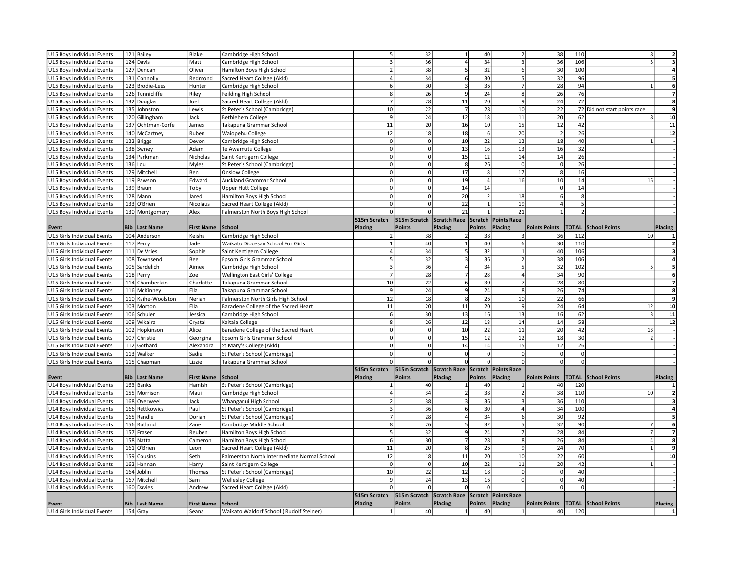| | | | | | | | | | | | | | |
|---|---|---|---|---|---|---|---|---|---|---|---|---|---|
| U15 Boys Individual Events | 121 | Bailey | Blake | Cambridge High School | 5 | 32 | 1 | 40 | 2 | 38 | 110 | 8 | 2 |
| U15 Boys Individual Events | 124 | Davis | Matt | Cambridge High School | 3 | 36 | 4 | 34 | 3 | 36 | 106 | 3 | 3 |
| U15 Boys Individual Events | 127 | Duncan | Oliver | Hamilton Boys High School | 2 | 38 | 5 | 32 | 6 | 30 | 100 | | 4 |
| U15 Boys Individual Events | 131 | Connolly | Redmond | Sacred Heart College (Akld) | 4 | 34 | 6 | 30 | 5 | 32 | 96 | | 5 |
| U15 Boys Individual Events | 123 | Brodie-Lees | Hunter | Cambridge High School | 6 | 30 | 3 | 36 | 7 | 28 | 94 | 1 | 6 |
| U15 Boys Individual Events | 126 | Tunnicliffe | Riley | Feilding High School | 8 | 26 | 9 | 24 | 8 | 26 | 76 | | 7 |
| U15 Boys Individual Events | 132 | Douglas | Joel | Sacred Heart College (Akld) | 7 | 28 | 11 | 20 | 9 | 24 | 72 | | 8 |
| U15 Boys Individual Events | 135 | Johnston | Lewis | St Peter's School (Cambridge) | 10 | 22 | 7 | 28 | 10 | 22 | 72 | Did not start points race | 9 |
| U15 Boys Individual Events | 120 | Gillingham | Jack | Bethlehem College | 9 | 24 | 12 | 18 | 11 | 20 | 62 | 8 | 10 |
| U15 Boys Individual Events | 137 | Ochtman-Corfe | James | Takapuna Grammar School | 11 | 20 | 16 | 10 | 15 | 12 | 42 | | 11 |
| U15 Boys Individual Events | 140 | McCartney | Ruben | Waiopehu College | 12 | 18 | 18 | 6 | 20 | 2 | 26 | | 12 |
| U15 Boys Individual Events | 122 | Briggs | Devon | Cambridge High School | 0 | 0 | 10 | 22 | 12 | 18 | 40 | 1 | - |
| U15 Boys Individual Events | 138 | Swney | Adam | Te Awamutu College | 0 | 0 | 13 | 16 | 13 | 16 | 32 | | - |
| U15 Boys Individual Events | 134 | Parkman | Nicholas | Saint Kentigern College | 0 | 0 | 15 | 12 | 14 | 14 | 26 | | - |
| U15 Boys Individual Events | 136 | Lou | Myles | St Peter's School (Cambridge) | 0 | 0 | 8 | 26 | 0 | 0 | 26 | | - |
| U15 Boys Individual Events | 129 | Mitchell | Ben | Onslow College | 0 | 0 | 17 | 8 | 17 | 8 | 16 | | - |
| U15 Boys Individual Events | 119 | Pawson | Edward | Auckland Grammar School | 0 | 0 | 19 | 4 | 16 | 10 | 14 | 15 | - |
| U15 Boys Individual Events | 139 | Braun | Toby | Upper Hutt College | 0 | 0 | 14 | 14 | | 0 | 14 | | - |
| U15 Boys Individual Events | 128 | Mann | Jared | Hamilton Boys High School | 0 | 0 | 20 | 2 | 18 | 6 | 8 | | - |
| U15 Boys Individual Events | 133 | O'Brien | Nicolaus | Sacred Heart College (Akld) | 0 | 0 | 22 | 1 | 19 | 4 | 5 | | - |
| U15 Boys Individual Events | 130 | Montgomery | Alex | Palmerston North Boys High School | 0 | 0 | 21 | 1 | 21 | 1 | 2 | | - |

| Event | Bib | Last Name | First Name | School | 515m Scratch Placing | 515m Scratch Points | Scratch Race Placing | Scratch Points | Points Race Placing | Points Points | TOTAL | School Points | Placing |
|---|---|---|---|---|---|---|---|---|---|---|---|---|---|
| U15 Girls Individual Events | 104 | Anderson | Keisha | Cambridge High School | 2 | 38 | 2 | 38 | 3 | 36 | 112 | 10 | 1 |
| U15 Girls Individual Events | 117 | Perry | Jade | Waikato Diocesan School For Girls | 1 | 40 | 1 | 40 | 6 | 30 | 110 | | 2 |
| U15 Girls Individual Events | 111 | De Vries | Sophie | Saint Kentigern College | 4 | 34 | 5 | 32 | 1 | 40 | 106 | | 3 |
| U15 Girls Individual Events | 108 | Townsend | Bee | Epsom Girls Grammar School | 5 | 32 | 3 | 36 | 2 | 38 | 106 | | 4 |
| U15 Girls Individual Events | 105 | Sardelich | Aimee | Cambridge High School | 3 | 36 | 4 | 34 | 5 | 32 | 102 | 5 | 5 |
| U15 Girls Individual Events | 118 | Perry | Zoe | Wellington East Girls' College | 7 | 28 | 7 | 28 | 4 | 34 | 90 | | 6 |
| U15 Girls Individual Events | 114 | Chamberlain | Charlotte | Takapuna Grammar School | 10 | 22 | 6 | 30 | 7 | 28 | 80 | | 7 |
| U15 Girls Individual Events | 116 | McKinney | Ella | Takapuna Grammar School | 9 | 24 | 9 | 24 | 8 | 26 | 74 | | 8 |
| U15 Girls Individual Events | 110 | Kaihe-Woolston | Neriah | Palmerston North Girls High School | 12 | 18 | 8 | 26 | 10 | 22 | 66 | | 9 |
| U15 Girls Individual Events | 103 | Morton | Ella | Baradene College of the Sacred Heart | 11 | 20 | 11 | 20 | 9 | 24 | 64 | 12 | 10 |
| U15 Girls Individual Events | 106 | Schuler | Jessica | Cambridge High School | 6 | 30 | 13 | 16 | 13 | 16 | 62 | 3 | 11 |
| U15 Girls Individual Events | 109 | Wikaira | Crystal | Kaitaia College | 8 | 26 | 12 | 18 | 14 | 14 | 58 | | 12 |
| U15 Girls Individual Events | 102 | Hopkinson | Alice | Baradene College of the Sacred Heart | 0 | 0 | 10 | 22 | 11 | 20 | 42 | 13 | - |
| U15 Girls Individual Events | 107 | Christie | Georgina | Epsom Girls Grammar School | 0 | 0 | 15 | 12 | 12 | 18 | 30 | 2 | - |
| U15 Girls Individual Events | 112 | Gothard | Alexandra | St Mary's College (Akld) | 0 | 0 | 14 | 14 | 15 | 12 | 26 | | - |
| U15 Girls Individual Events | 113 | Walker | Sadie | St Peter's School (Cambridge) | 0 | 0 | 0 | 0 | 0 | 0 | 0 | | - |
| U15 Girls Individual Events | 115 | Chapman | Lizzie | Takapuna Grammar School | 0 | 0 | 0 | 0 | 0 | 0 | 0 | | - |

| Event | Bib | Last Name | First Name | School | 515m Scratch Placing | 515m Scratch Points | Scratch Race Placing | Scratch Points | Points Race Placing | Points Points | TOTAL | School Points | Placing |
|---|---|---|---|---|---|---|---|---|---|---|---|---|---|
| U14 Boys Individual Events | 163 | Banks | Hamish | St Peter's School (Cambridge) | 1 | 40 | 1 | 40 | 1 | 40 | 120 | | 1 |
| U14 Boys Individual Events | 155 | Morrison | Maui | Cambridge High School | 4 | 34 | 2 | 38 | 2 | 38 | 110 | 10 | 2 |
| U14 Boys Individual Events | 168 | Overweel | Jack | Whanganui High School | 2 | 38 | 3 | 36 | 3 | 36 | 110 | | 3 |
| U14 Boys Individual Events | 166 | Rettkowicz | Paul | St Peter's School (Cambridge) | 3 | 36 | 6 | 30 | 4 | 34 | 100 | | 4 |
| U14 Boys Individual Events | 165 | Randle | Dorian | St Peter's School (Cambridge) | 7 | 28 | 4 | 34 | 6 | 30 | 92 | | 5 |
| U14 Boys Individual Events | 156 | Rutland | Zane | Cambridge Middle School | 8 | 26 | 5 | 32 | 5 | 32 | 90 | 7 | 6 |
| U14 Boys Individual Events | 157 | Fraser | Reuben | Hamilton Boys High School | 5 | 32 | 9 | 24 | 7 | 28 | 84 | 7 | 7 |
| U14 Boys Individual Events | 158 | Natta | Cameron | Hamilton Boys High School | 6 | 30 | 7 | 28 | 8 | 26 | 84 | 4 | 8 |
| U14 Boys Individual Events | 161 | O'Brien | Leon | Sacred Heart College (Akld) | 11 | 20 | 8 | 26 | 9 | 24 | 70 | 1 | 9 |
| U14 Boys Individual Events | 159 | Cousins | Seth | Palmerston North Intermediate Normal School | 12 | 18 | 11 | 20 | 10 | 22 | 60 | | 10 |
| U14 Boys Individual Events | 162 | Hannan | Harry | Saint Kentigern College | 0 | 0 | 10 | 22 | 11 | 20 | 42 | 1 | - |
| U14 Boys Individual Events | 164 | Joblin | Thomas | St Peter's School (Cambridge) | 10 | 22 | 12 | 18 | 0 | 0 | 40 | | - |
| U14 Boys Individual Events | 167 | Mitchell | Sam | Wellesley College | 9 | 24 | 13 | 16 | 0 | 0 | 40 | | - |
| U14 Boys Individual Events | 160 | Davies | Andrew | Sacred Heart College (Akld) | 0 | 0 | 0 | 0 | | 0 | 0 | | - |

| Event | Bib | Last Name | First Name | School | 515m Scratch Placing | 515m Scratch Points | Scratch Race Placing | Scratch Points | Points Race Placing | Points Points | TOTAL | School Points | Placing |
|---|---|---|---|---|---|---|---|---|---|---|---|---|---|
| U14 Girls Individual Events | 154 | Gray | Seana | Waikato Waldorf School ( Rudolf Steiner) | 1 | 40 | 1 | 40 | 1 | 40 | 120 | | 1 |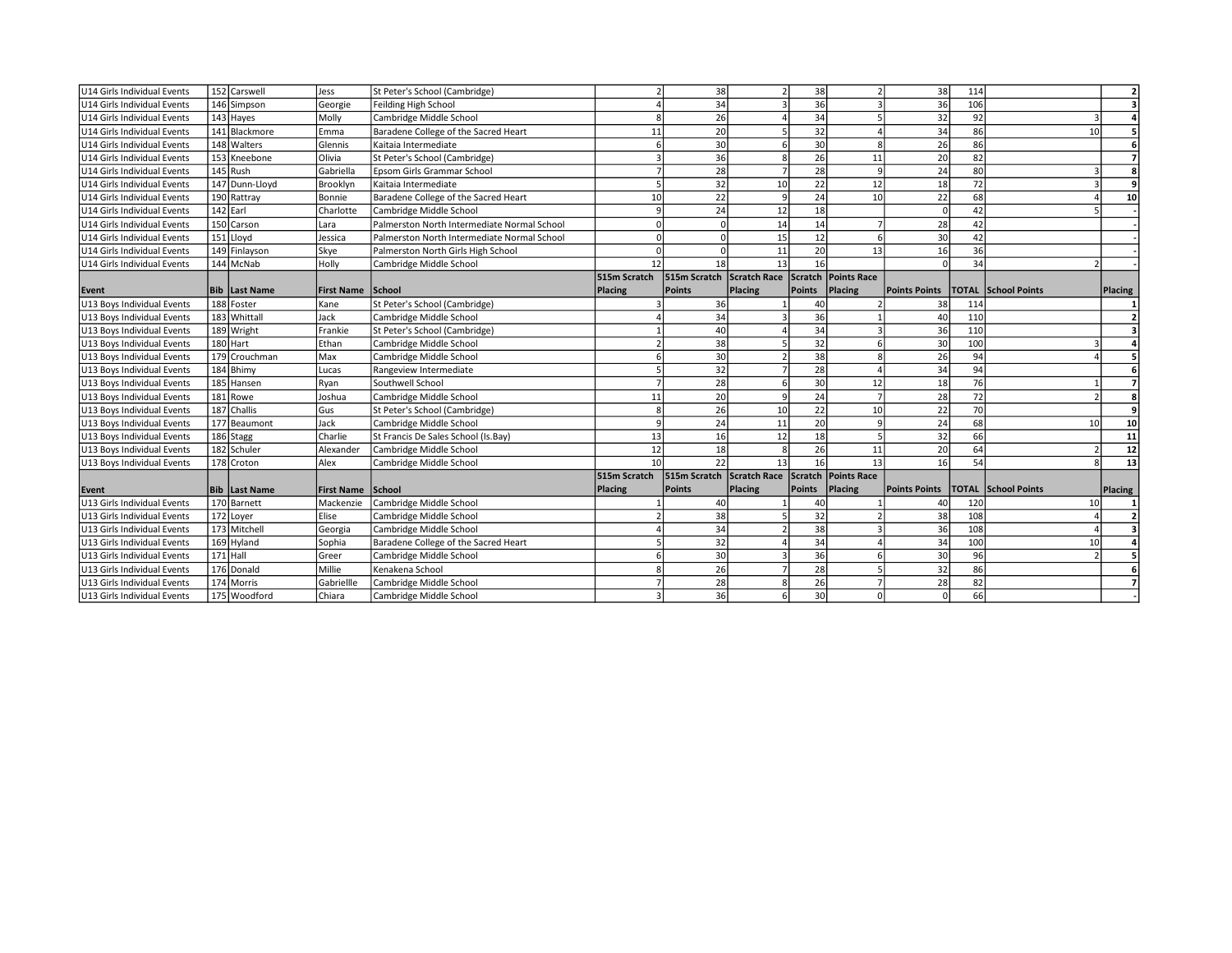| | | | | | | | | | | | | |
|---|---|---|---|---|---|---|---|---|---|---|---|---|
| U14 Girls Individual Events | 152 | Carswell | Jess | St Peter's School (Cambridge) | 2 | 38 | 2 | 38 | 2 | 38 | 114 | | 2 |
| U14 Girls Individual Events | 146 | Simpson | Georgie | Feilding High School | 4 | 34 | 3 | 36 | 3 | 36 | 106 | | 3 |
| U14 Girls Individual Events | 143 | Hayes | Molly | Cambridge Middle School | 8 | 26 | 4 | 34 | 5 | 32 | 92 | 3 | 4 |
| U14 Girls Individual Events | 141 | Blackmore | Emma | Baradene College of the Sacred Heart | 11 | 20 | 5 | 32 | 4 | 34 | 86 | 10 | 5 |
| U14 Girls Individual Events | 148 | Walters | Glennis | Kaitaia Intermediate | 6 | 30 | 6 | 30 | 8 | 26 | 86 | | 6 |
| U14 Girls Individual Events | 153 | Kneebone | Olivia | St Peter's School (Cambridge) | 3 | 36 | 8 | 26 | 11 | 20 | 82 | | 7 |
| U14 Girls Individual Events | 145 | Rush | Gabriella | Epsom Girls Grammar School | 7 | 28 | 7 | 28 | 9 | 24 | 80 | 3 | 8 |
| U14 Girls Individual Events | 147 | Dunn-Lloyd | Brooklyn | Kaitaia Intermediate | 5 | 32 | 10 | 22 | 12 | 18 | 72 | 3 | 9 |
| U14 Girls Individual Events | 190 | Rattray | Bonnie | Baradene College of the Sacred Heart | 10 | 22 | 9 | 24 | 10 | 22 | 68 | 4 | 10 |
| U14 Girls Individual Events | 142 | Earl | Charlotte | Cambridge Middle School | 9 | 24 | 12 | 18 | | 0 | 42 | 5 | - |
| U14 Girls Individual Events | 150 | Carson | Lara | Palmerston North Intermediate Normal School | 0 | 0 | 14 | 14 | 7 | 28 | 42 | | - |
| U14 Girls Individual Events | 151 | Lloyd | Jessica | Palmerston North Intermediate Normal School | 0 | 0 | 15 | 12 | 6 | 30 | 42 | | - |
| U14 Girls Individual Events | 149 | Finlayson | Skye | Palmerston North Girls High School | 0 | 0 | 11 | 20 | 13 | 16 | 36 | | - |
| U14 Girls Individual Events | 144 | McNab | Holly | Cambridge Middle School | 12 | 18 | 13 | 16 | | 0 | 34 | 2 | - |
| **Event** | **Bib** | **Last Name** | **First Name** | **School** | **515m Scratch Placing** | **515m Scratch Points** | **Scratch Race Placing** | **Scratch Points** | **Points Race Placing** | **Points Points** | **TOTAL** | **School Points** | **Placing** |
| U13 Boys Individual Events | 188 | Foster | Kane | St Peter's School (Cambridge) | 3 | 36 | 1 | 40 | 2 | 38 | 114 | | 1 |
| U13 Boys Individual Events | 183 | Whittall | Jack | Cambridge Middle School | 4 | 34 | 3 | 36 | 1 | 40 | 110 | | 2 |
| U13 Boys Individual Events | 189 | Wright | Frankie | St Peter's School (Cambridge) | 1 | 40 | 4 | 34 | 3 | 36 | 110 | | 3 |
| U13 Boys Individual Events | 180 | Hart | Ethan | Cambridge Middle School | 2 | 38 | 5 | 32 | 6 | 30 | 100 | 3 | 4 |
| U13 Boys Individual Events | 179 | Crouchman | Max | Cambridge Middle School | 6 | 30 | 2 | 38 | 8 | 26 | 94 | 4 | 5 |
| U13 Boys Individual Events | 184 | Bhimy | Lucas | Rangeview Intermediate | 5 | 32 | 7 | 28 | 4 | 34 | 94 | | 6 |
| U13 Boys Individual Events | 185 | Hansen | Ryan | Southwell School | 7 | 28 | 6 | 30 | 12 | 18 | 76 | 1 | 7 |
| U13 Boys Individual Events | 181 | Rowe | Joshua | Cambridge Middle School | 11 | 20 | 9 | 24 | 7 | 28 | 72 | 2 | 8 |
| U13 Boys Individual Events | 187 | Challis | Gus | St Peter's School (Cambridge) | 8 | 26 | 10 | 22 | 10 | 22 | 70 | | 9 |
| U13 Boys Individual Events | 177 | Beaumont | Jack | Cambridge Middle School | 9 | 24 | 11 | 20 | 9 | 24 | 68 | 10 | 10 |
| U13 Boys Individual Events | 186 | Stagg | Charlie | St Francis De Sales School (Is.Bay) | 13 | 16 | 12 | 18 | 5 | 32 | 66 | | 11 |
| U13 Boys Individual Events | 182 | Schuler | Alexander | Cambridge Middle School | 12 | 18 | 8 | 26 | 11 | 20 | 64 | 2 | 12 |
| U13 Boys Individual Events | 178 | Croton | Alex | Cambridge Middle School | 10 | 22 | 13 | 16 | 13 | 16 | 54 | 8 | 13 |
| **Event** | **Bib** | **Last Name** | **First Name** | **School** | **515m Scratch Placing** | **515m Scratch Points** | **Scratch Race Placing** | **Scratch Points** | **Points Race Placing** | **Points Points** | **TOTAL** | **School Points** | **Placing** |
| U13 Girls Individual Events | 170 | Barnett | Mackenzie | Cambridge Middle School | 1 | 40 | 1 | 40 | 1 | 40 | 120 | 10 | 1 |
| U13 Girls Individual Events | 172 | Loyer | Elise | Cambridge Middle School | 2 | 38 | 5 | 32 | 2 | 38 | 108 | 4 | 2 |
| U13 Girls Individual Events | 173 | Mitchell | Georgia | Cambridge Middle School | 4 | 34 | 2 | 38 | 3 | 36 | 108 | 4 | 3 |
| U13 Girls Individual Events | 169 | Hyland | Sophia | Baradene College of the Sacred Heart | 5 | 32 | 4 | 34 | 4 | 34 | 100 | 10 | 4 |
| U13 Girls Individual Events | 171 | Hall | Greer | Cambridge Middle School | 6 | 30 | 3 | 36 | 6 | 30 | 96 | 2 | 5 |
| U13 Girls Individual Events | 176 | Donald | Millie | Kenakena School | 8 | 26 | 7 | 28 | 5 | 32 | 86 | | 6 |
| U13 Girls Individual Events | 174 | Morris | Gabriellle | Cambridge Middle School | 7 | 28 | 8 | 26 | 7 | 28 | 82 | | 7 |
| U13 Girls Individual Events | 175 | Woodford | Chiara | Cambridge Middle School | 3 | 36 | 6 | 30 | 0 | 0 | 66 | | - |